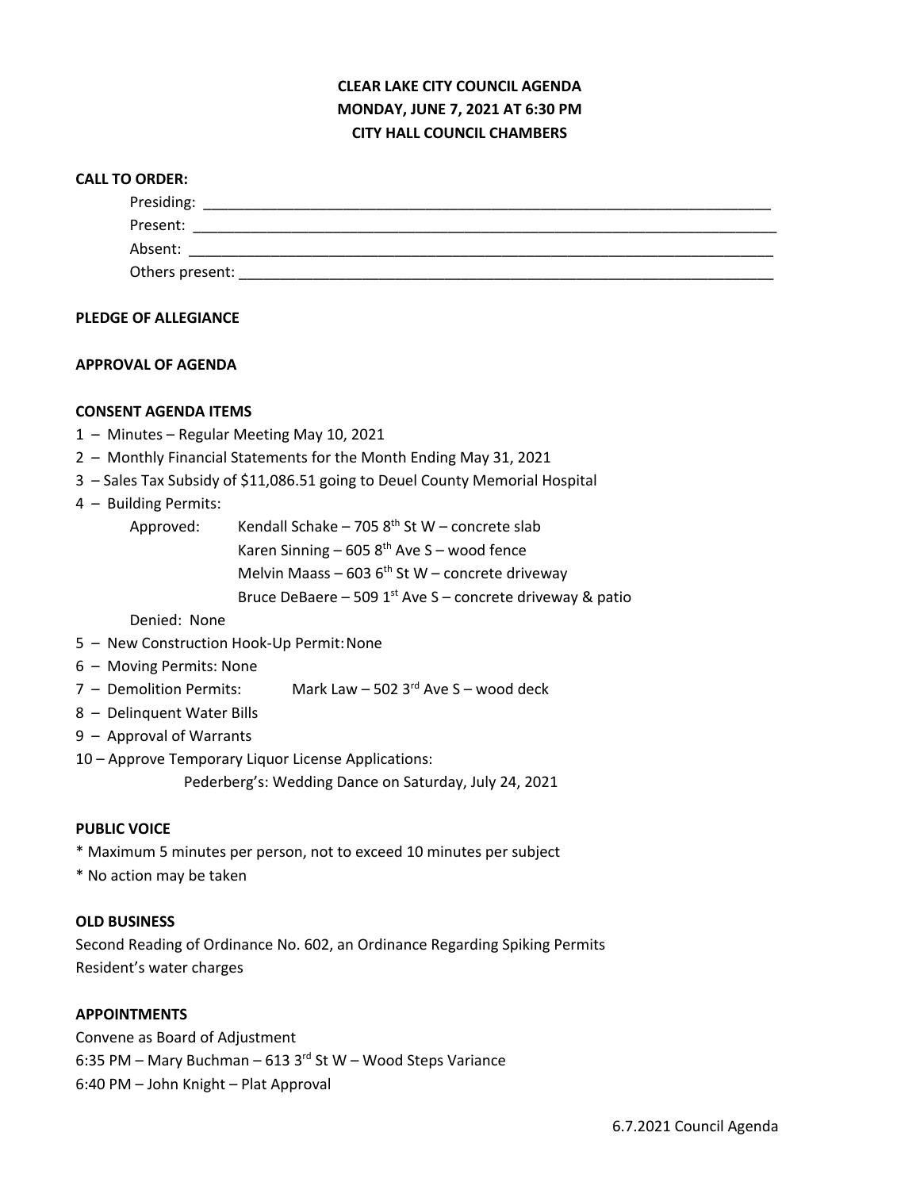**CLEAR LAKE CITY COUNCIL AGENDA**
**MONDAY, JUNE 7, 2021 AT 6:30 PM**
**CITY HALL COUNCIL CHAMBERS**

**CALL TO ORDER:**

Presiding: ______________________________________________________________________

Present: ________________________________________________________________________

Absent: ________________________________________________________________________

Others present: __________________________________________________________________

**PLEDGE OF ALLEGIANCE**

**APPROVAL OF AGENDA**

**CONSENT AGENDA ITEMS**

1 – Minutes – Regular Meeting May 10, 2021

2 – Monthly Financial Statements for the Month Ending May 31, 2021

3 – Sales Tax Subsidy of $11,086.51 going to Deuel County Memorial Hospital

4 – Building Permits:

Approved: Kendall Schake – 705 8th St W – concrete slab
Karen Sinning – 605 8th Ave S – wood fence
Melvin Maass – 603 6th St W – concrete driveway
Bruce DeBaere – 509 1st Ave S – concrete driveway & patio

Denied: None

5 – New Construction Hook-Up Permit: None

6 – Moving Permits: None

7 – Demolition Permits: Mark Law – 502 3rd Ave S – wood deck

8 – Delinquent Water Bills

9 – Approval of Warrants

10 – Approve Temporary Liquor License Applications:

Pederberg's: Wedding Dance on Saturday, July 24, 2021

**PUBLIC VOICE**

* Maximum 5 minutes per person, not to exceed 10 minutes per subject
* No action may be taken

**OLD BUSINESS**

Second Reading of Ordinance No. 602, an Ordinance Regarding Spiking Permits
Resident's water charges

**APPOINTMENTS**

Convene as Board of Adjustment
6:35 PM – Mary Buchman – 613 3rd St W – Wood Steps Variance
6:40 PM – John Knight – Plat Approval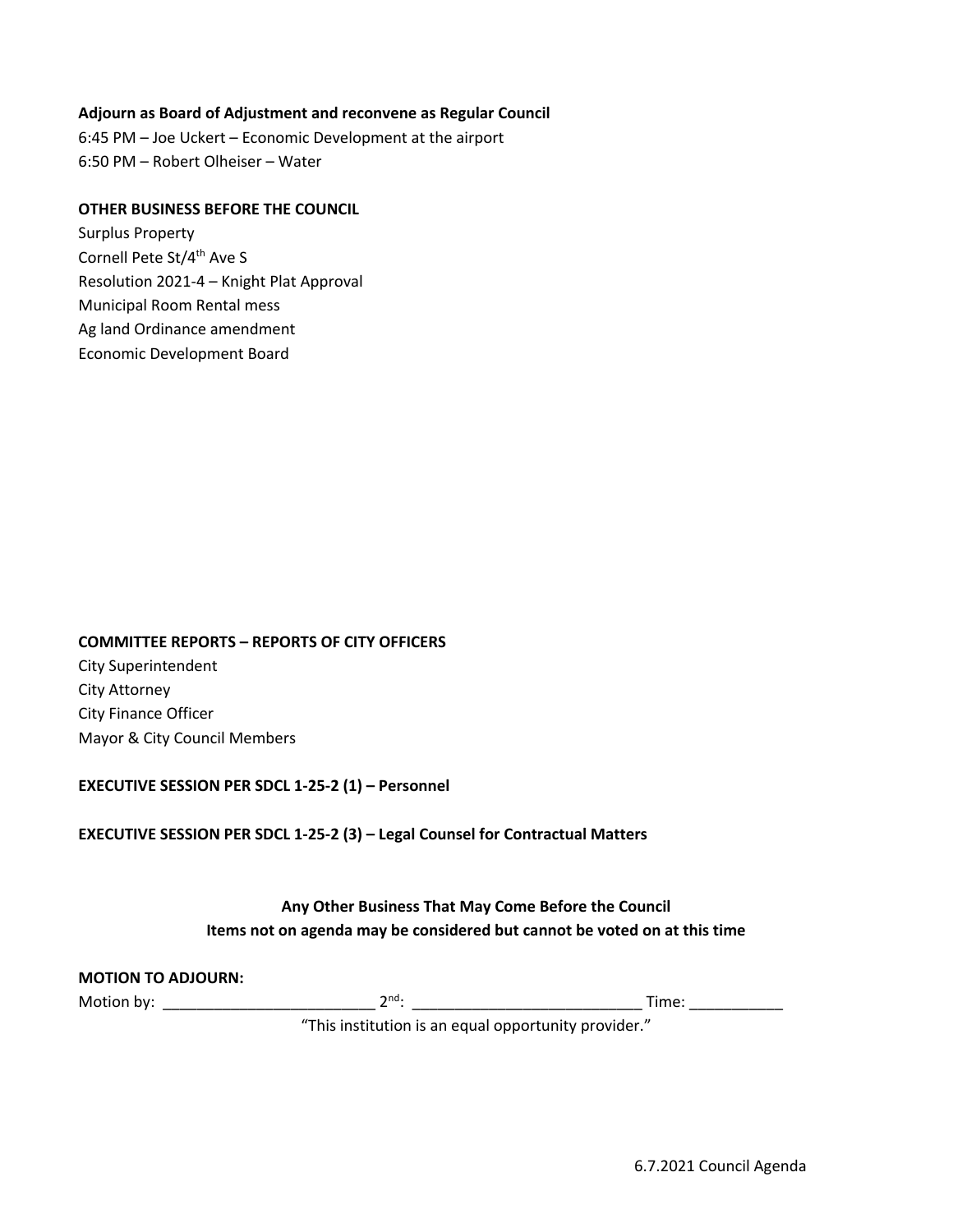**Adjourn as Board of Adjustment and reconvene as Regular Council**

6:45 PM – Joe Uckert – Economic Development at the airport

6:50 PM – Robert Olheiser – Water

**OTHER BUSINESS BEFORE THE COUNCIL**

Surplus Property

Cornell Pete St/4th Ave S

Resolution 2021-4 – Knight Plat Approval

Municipal Room Rental mess

Ag land Ordinance amendment

Economic Development Board

**COMMITTEE REPORTS – REPORTS OF CITY OFFICERS**

City Superintendent

City Attorney

City Finance Officer

Mayor & City Council Members

**EXECUTIVE SESSION PER SDCL 1-25-2 (1) – Personnel**

**EXECUTIVE SESSION PER SDCL 1-25-2 (3) – Legal Counsel for Contractual Matters**

**Any Other Business That May Come Before the Council**

**Items not on agenda may be considered but cannot be voted on at this time**

**MOTION TO ADJOURN:**

Motion by: ________________________ 2nd: ___________________________ Time: ___________

"This institution is an equal opportunity provider."

6.7.2021 Council Agenda